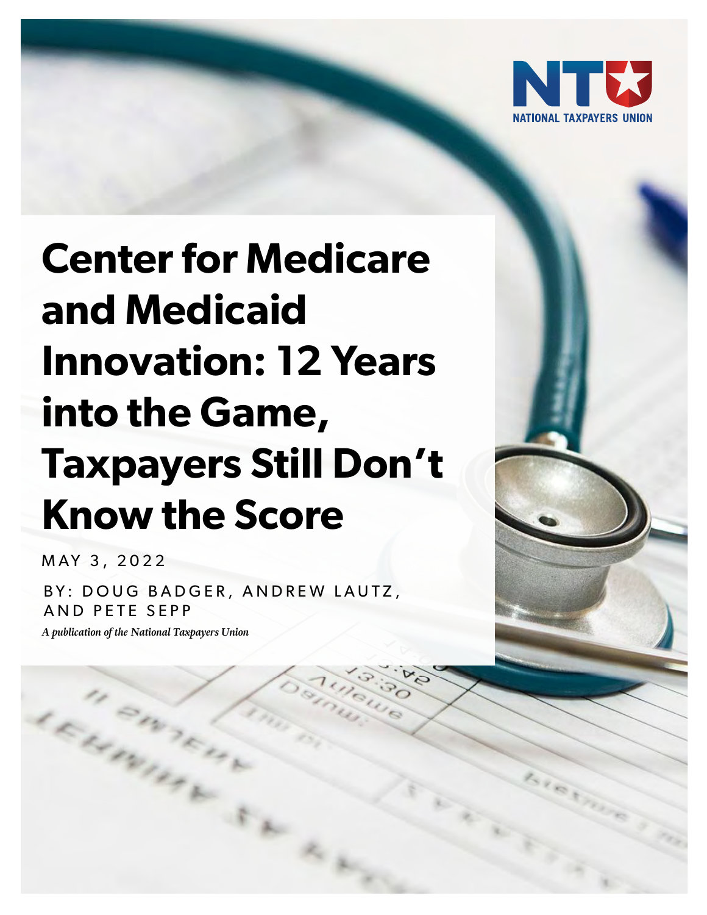NATIONAL TAXPAYERS UNION

# Center for Medicare and Medicaid Innovation: 12 Years into the Game, Taxpayers Still Don't Know the Score

MAY 3, 2022

BY: DOUG BADGER, ANDREW LAUTZ, AND PETE SEPP

*A publication of the National Taxpayers Union*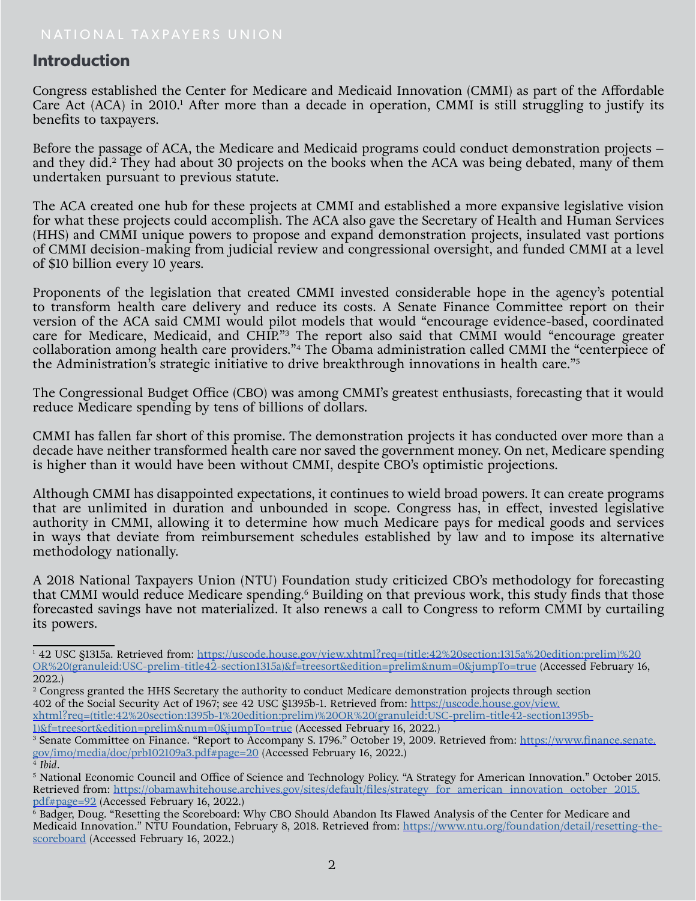## Introduction

Congress established the Center for Medicare and Medicaid Innovation (CMMI) as part of the Affordable Care Act (ACA) in 2010.[1] After more than a decade in operation, CMMI is still struggling to justify its benefits to taxpayers.

Before the passage of ACA, the Medicare and Medicaid programs could conduct demonstration projects – and they did.[2] They had about 30 projects on the books when the ACA was being debated, many of them undertaken pursuant to previous statute.

The ACA created one hub for these projects at CMMI and established a more expansive legislative vision for what these projects could accomplish. The ACA also gave the Secretary of Health and Human Services (HHS) and CMMI unique powers to propose and expand demonstration projects, insulated vast portions of CMMI decision-making from judicial review and congressional oversight, and funded CMMI at a level of $10 billion every 10 years.

Proponents of the legislation that created CMMI invested considerable hope in the agency's potential to transform health care delivery and reduce its costs. A Senate Finance Committee report on their version of the ACA said CMMI would pilot models that would "encourage evidence-based, coordinated care for Medicare, Medicaid, and CHIP."[3] The report also said that CMMI would "encourage greater collaboration among health care providers."[4] The Obama administration called CMMI the "centerpiece of the Administration's strategic initiative to drive breakthrough innovations in health care."[5]

The Congressional Budget Office (CBO) was among CMMI's greatest enthusiasts, forecasting that it would reduce Medicare spending by tens of billions of dollars.

CMMI has fallen far short of this promise. The demonstration projects it has conducted over more than a decade have neither transformed health care nor saved the government money. On net, Medicare spending is higher than it would have been without CMMI, despite CBO's optimistic projections.

Although CMMI has disappointed expectations, it continues to wield broad powers. It can create programs that are unlimited in duration and unbounded in scope. Congress has, in effect, invested legislative authority in CMMI, allowing it to determine how much Medicare pays for medical goods and services in ways that deviate from reimbursement schedules established by law and to impose its alternative methodology nationally.

A 2018 National Taxpayers Union (NTU) Foundation study criticized CBO's methodology for forecasting that CMMI would reduce Medicare spending.[6] Building on that previous work, this study finds that those forecasted savings have not materialized. It also renews a call to Congress to reform CMMI by curtailing its powers.

---

[1] 42 USC §1315a. Retrieved from: https://uscode.house.gov/view.xhtml?req=(title:42%20section:1315a%20edition:prelim)%20OR%20(granuleid:USC-prelim-title42-section1315a)&f=treesort&edition=prelim&num=0&jumpTo=true (Accessed February 16, 2022.)

[2] Congress granted the HHS Secretary the authority to conduct Medicare demonstration projects through section 402 of the Social Security Act of 1967; see 42 USC §1395b-1. Retrieved from: https://uscode.house.gov/view.xhtml?req=(title:42%20section:1395b-1%20edition:prelim)%20OR%20(granuleid:USC-prelim-title42-section1395b-1)&f=treesort&edition=prelim&num=0&jumpTo=true (Accessed February 16, 2022.)

[3] Senate Committee on Finance. "Report to Accompany S. 1796." October 19, 2009. Retrieved from: https://www.finance.senate.gov/imo/media/doc/prb102109a3.pdf#page=20 (Accessed February 16, 2022.)

[4] *Ibid*.

[5] National Economic Council and Office of Science and Technology Policy. "A Strategy for American Innovation." October 2015. Retrieved from: https://obamawhitehouse.archives.gov/sites/default/files/strategy_for_american_innovation_october_2015.pdf#page=92 (Accessed February 16, 2022.)

[6] Badger, Doug. "Resetting the Scoreboard: Why CBO Should Abandon Its Flawed Analysis of the Center for Medicare and Medicaid Innovation." NTU Foundation, February 8, 2018. Retrieved from: https://www.ntu.org/foundation/detail/resetting-the-scoreboard (Accessed February 16, 2022.)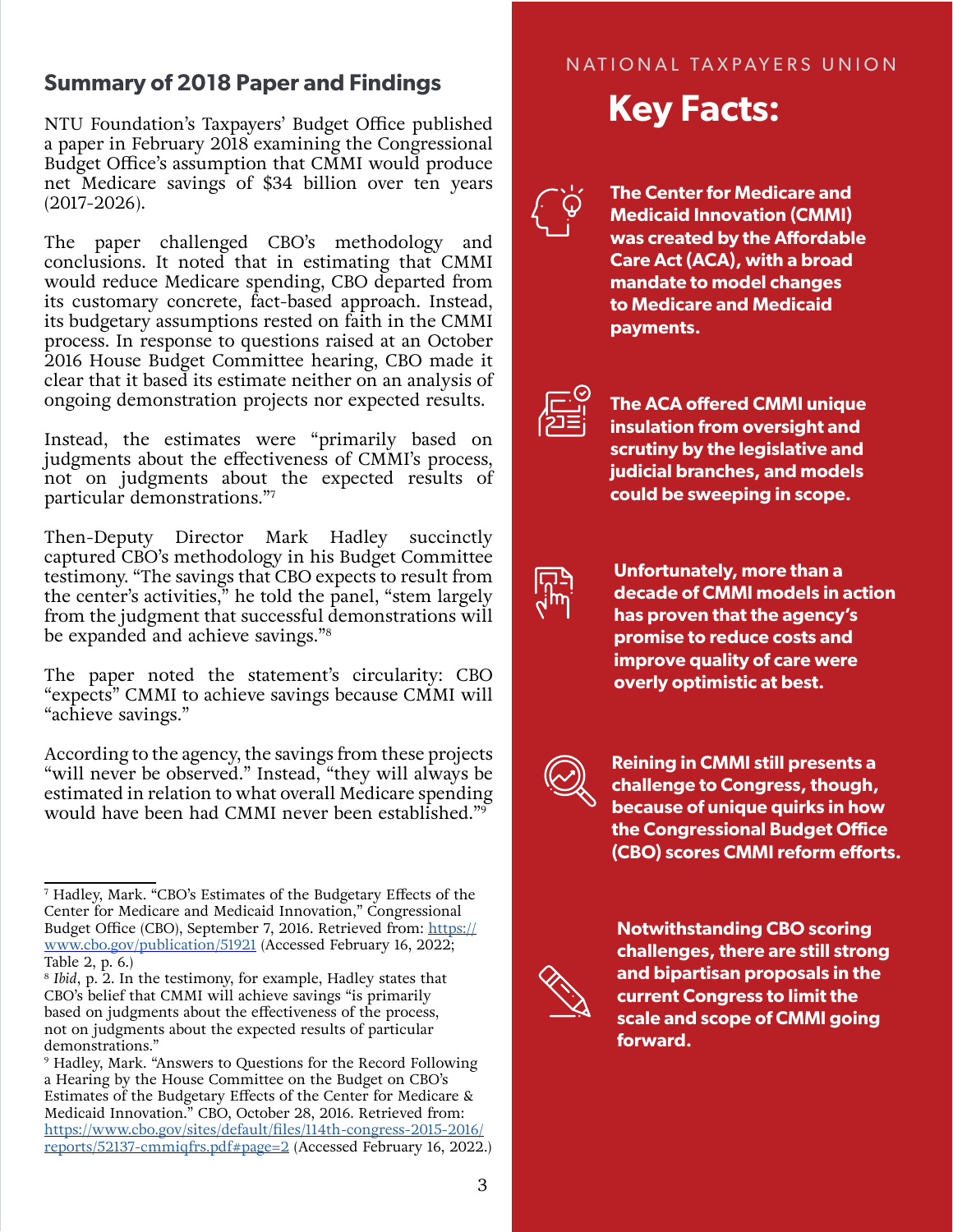## Summary of 2018 Paper and Findings

NTU Foundation's Taxpayers' Budget Office published a paper in February 2018 examining the Congressional Budget Office's assumption that CMMI would produce net Medicare savings of $34 billion over ten years (2017-2026).

The paper challenged CBO's methodology and conclusions. It noted that in estimating that CMMI would reduce Medicare spending, CBO departed from its customary concrete, fact-based approach. Instead, its budgetary assumptions rested on faith in the CMMI process. In response to questions raised at an October 2016 House Budget Committee hearing, CBO made it clear that it based its estimate neither on an analysis of ongoing demonstration projects nor expected results.

Instead, the estimates were "primarily based on judgments about the effectiveness of CMMI's process, not on judgments about the expected results of particular demonstrations."[7]

Then-Deputy Director Mark Hadley succinctly captured CBO's methodology in his Budget Committee testimony. "The savings that CBO expects to result from the center's activities," he told the panel, "stem largely from the judgment that successful demonstrations will be expanded and achieve savings."[8]

The paper noted the statement's circularity: CBO "expects" CMMI to achieve savings because CMMI will "achieve savings."

According to the agency, the savings from these projects "will never be observed." Instead, "they will always be estimated in relation to what overall Medicare spending would have been had CMMI never been established."[9]

[7] Hadley, Mark. "CBO's Estimates of the Budgetary Effects of the Center for Medicare and Medicaid Innovation," Congressional Budget Office (CBO), September 7, 2016. Retrieved from: https://www.cbo.gov/publication/51921 (Accessed February 16, 2022; Table 2, p. 6.)

[8] *Ibid*, p. 2. In the testimony, for example, Hadley states that CBO's belief that CMMI will achieve savings "is primarily based on judgments about the effectiveness of the process, not on judgments about the expected results of particular demonstrations."

[9] Hadley, Mark. "Answers to Questions for the Record Following a Hearing by the House Committee on the Budget on CBO's Estimates of the Budgetary Effects of the Center for Medicare & Medicaid Innovation." CBO, October 28, 2016. Retrieved from: https://www.cbo.gov/sites/default/files/114th-congress-2015-2016/reports/52137-cmmiqfrs.pdf#page=2 (Accessed February 16, 2022.)

NATIONAL TAXPAYERS UNION

## Key Facts:

**The Center for Medicare and Medicaid Innovation (CMMI) was created by the Affordable Care Act (ACA), with a broad mandate to model changes to Medicare and Medicaid payments.**

**The ACA offered CMMI unique insulation from oversight and scrutiny by the legislative and judicial branches, and models could be sweeping in scope.**

**Unfortunately, more than a decade of CMMI models in action has proven that the agency's promise to reduce costs and improve quality of care were overly optimistic at best.**

**Reining in CMMI still presents a challenge to Congress, though, because of unique quirks in how the Congressional Budget Office (CBO) scores CMMI reform efforts.**

**Notwithstanding CBO scoring challenges, there are still strong and bipartisan proposals in the current Congress to limit the scale and scope of CMMI going forward.**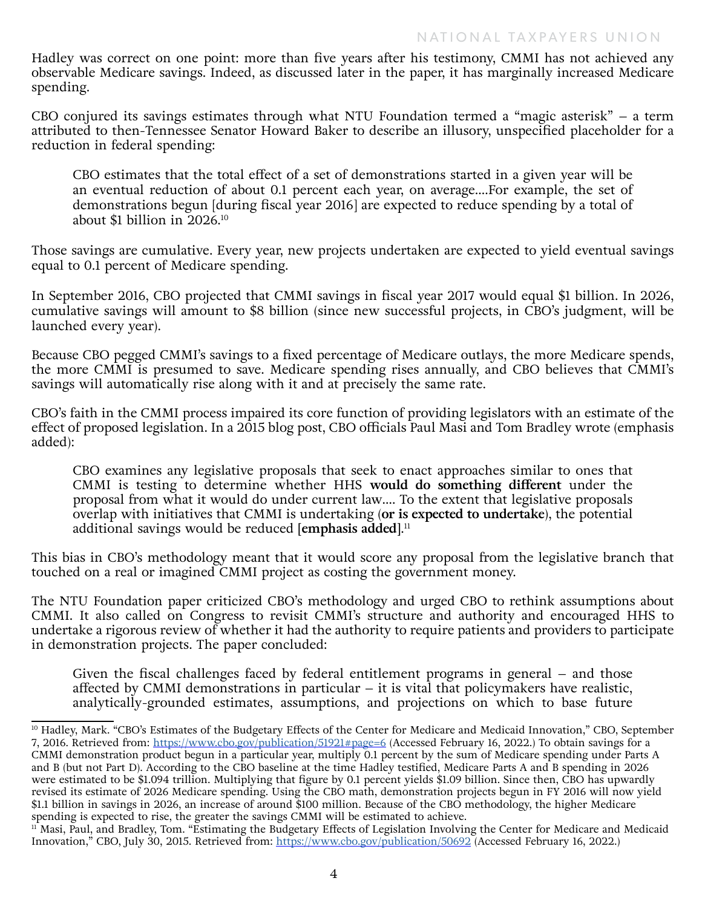Hadley was correct on one point: more than five years after his testimony, CMMI has not achieved any observable Medicare savings. Indeed, as discussed later in the paper, it has marginally increased Medicare spending.

CBO conjured its savings estimates through what NTU Foundation termed a "magic asterisk" – a term attributed to then-Tennessee Senator Howard Baker to describe an illusory, unspecified placeholder for a reduction in federal spending:

> CBO estimates that the total effect of a set of demonstrations started in a given year will be an eventual reduction of about 0.1 percent each year, on average....For example, the set of demonstrations begun [during fiscal year 2016] are expected to reduce spending by a total of about $1 billion in 2026.[10]

Those savings are cumulative. Every year, new projects undertaken are expected to yield eventual savings equal to 0.1 percent of Medicare spending.

In September 2016, CBO projected that CMMI savings in fiscal year 2017 would equal $1 billion. In 2026, cumulative savings will amount to $8 billion (since new successful projects, in CBO's judgment, will be launched every year).

Because CBO pegged CMMI's savings to a fixed percentage of Medicare outlays, the more Medicare spends, the more CMMI is presumed to save. Medicare spending rises annually, and CBO believes that CMMI's savings will automatically rise along with it and at precisely the same rate.

CBO's faith in the CMMI process impaired its core function of providing legislators with an estimate of the effect of proposed legislation. In a 2015 blog post, CBO officials Paul Masi and Tom Bradley wrote (emphasis added):

> CBO examines any legislative proposals that seek to enact approaches similar to ones that CMMI is testing to determine whether HHS **would do something different** under the proposal from what it would do under current law.... To the extent that legislative proposals overlap with initiatives that CMMI is undertaking (**or is expected to undertake**), the potential additional savings would be reduced [**emphasis added**].[11]

This bias in CBO's methodology meant that it would score any proposal from the legislative branch that touched on a real or imagined CMMI project as costing the government money.

The NTU Foundation paper criticized CBO's methodology and urged CBO to rethink assumptions about CMMI. It also called on Congress to revisit CMMI's structure and authority and encouraged HHS to undertake a rigorous review of whether it had the authority to require patients and providers to participate in demonstration projects. The paper concluded:

> Given the fiscal challenges faced by federal entitlement programs in general – and those affected by CMMI demonstrations in particular – it is vital that policymakers have realistic, analytically-grounded estimates, assumptions, and projections on which to base future

---

[10] Hadley, Mark. "CBO's Estimates of the Budgetary Effects of the Center for Medicare and Medicaid Innovation," CBO, September 7, 2016. Retrieved from: https://www.cbo.gov/publication/51921#page=6 (Accessed February 16, 2022.) To obtain savings for a CMMI demonstration product begun in a particular year, multiply 0.1 percent by the sum of Medicare spending under Parts A and B (but not Part D). According to the CBO baseline at the time Hadley testified, Medicare Parts A and B spending in 2026 were estimated to be $1.094 trillion. Multiplying that figure by 0.1 percent yields $1.09 billion. Since then, CBO has upwardly revised its estimate of 2026 Medicare spending. Using the CBO math, demonstration projects begun in FY 2016 will now yield $1.1 billion in savings in 2026, an increase of around $100 million. Because of the CBO methodology, the higher Medicare spending is expected to rise, the greater the savings CMMI will be estimated to achieve.

[11] Masi, Paul, and Bradley, Tom. "Estimating the Budgetary Effects of Legislation Involving the Center for Medicare and Medicaid Innovation," CBO, July 30, 2015. Retrieved from: https://www.cbo.gov/publication/50692 (Accessed February 16, 2022.)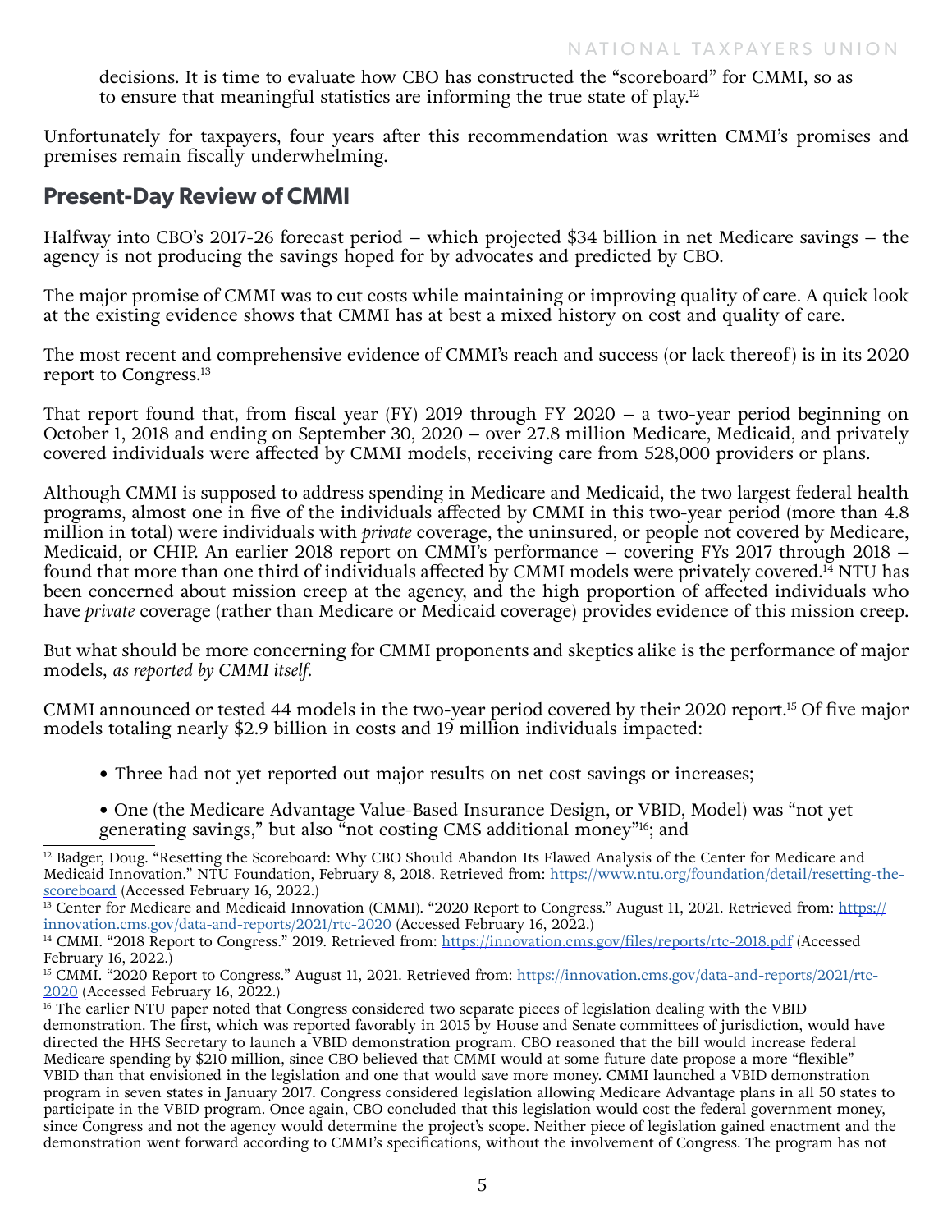decisions. It is time to evaluate how CBO has constructed the "scoreboard" for CMMI, so as to ensure that meaningful statistics are informing the true state of play.[12]

Unfortunately for taxpayers, four years after this recommendation was written CMMI's promises and premises remain fiscally underwhelming.

## Present-Day Review of CMMI

Halfway into CBO's 2017-26 forecast period – which projected $34 billion in net Medicare savings – the agency is not producing the savings hoped for by advocates and predicted by CBO.

The major promise of CMMI was to cut costs while maintaining or improving quality of care. A quick look at the existing evidence shows that CMMI has at best a mixed history on cost and quality of care.

The most recent and comprehensive evidence of CMMI's reach and success (or lack thereof) is in its 2020 report to Congress.[13]

That report found that, from fiscal year (FY) 2019 through FY 2020 – a two-year period beginning on October 1, 2018 and ending on September 30, 2020 – over 27.8 million Medicare, Medicaid, and privately covered individuals were affected by CMMI models, receiving care from 528,000 providers or plans.

Although CMMI is supposed to address spending in Medicare and Medicaid, the two largest federal health programs, almost one in five of the individuals affected by CMMI in this two-year period (more than 4.8 million in total) were individuals with *private* coverage, the uninsured, or people not covered by Medicare, Medicaid, or CHIP. An earlier 2018 report on CMMI's performance – covering FYs 2017 through 2018 – found that more than one third of individuals affected by CMMI models were privately covered.[14] NTU has been concerned about mission creep at the agency, and the high proportion of affected individuals who have *private* coverage (rather than Medicare or Medicaid coverage) provides evidence of this mission creep.

But what should be more concerning for CMMI proponents and skeptics alike is the performance of major models, *as reported by CMMI itself.*

CMMI announced or tested 44 models in the two-year period covered by their 2020 report.[15] Of five major models totaling nearly $2.9 billion in costs and 19 million individuals impacted:

- Three had not yet reported out major results on net cost savings or increases;
- One (the Medicare Advantage Value-Based Insurance Design, or VBID, Model) was "not yet generating savings," but also "not costing CMS additional money"[16]; and

[12] Badger, Doug. "Resetting the Scoreboard: Why CBO Should Abandon Its Flawed Analysis of the Center for Medicare and Medicaid Innovation." NTU Foundation, February 8, 2018. Retrieved from: https://www.ntu.org/foundation/detail/resetting-the-scoreboard (Accessed February 16, 2022.)

[13] Center for Medicare and Medicaid Innovation (CMMI). "2020 Report to Congress." August 11, 2021. Retrieved from: https://innovation.cms.gov/data-and-reports/2021/rtc-2020 (Accessed February 16, 2022.)

[14] CMMI. "2018 Report to Congress." 2019. Retrieved from: https://innovation.cms.gov/files/reports/rtc-2018.pdf (Accessed February 16, 2022.)

[15] CMMI. "2020 Report to Congress." August 11, 2021. Retrieved from: https://innovation.cms.gov/data-and-reports/2021/rtc-2020 (Accessed February 16, 2022.)

[16] The earlier NTU paper noted that Congress considered two separate pieces of legislation dealing with the VBID demonstration. The first, which was reported favorably in 2015 by House and Senate committees of jurisdiction, would have directed the HHS Secretary to launch a VBID demonstration program. CBO reasoned that the bill would increase federal Medicare spending by $210 million, since CBO believed that CMMI would at some future date propose a more "flexible" VBID than that envisioned in the legislation and one that would save more money. CMMI launched a VBID demonstration program in seven states in January 2017. Congress considered legislation allowing Medicare Advantage plans in all 50 states to participate in the VBID program. Once again, CBO concluded that this legislation would cost the federal government money, since Congress and not the agency would determine the project's scope. Neither piece of legislation gained enactment and the demonstration went forward according to CMMI's specifications, without the involvement of Congress. The program has not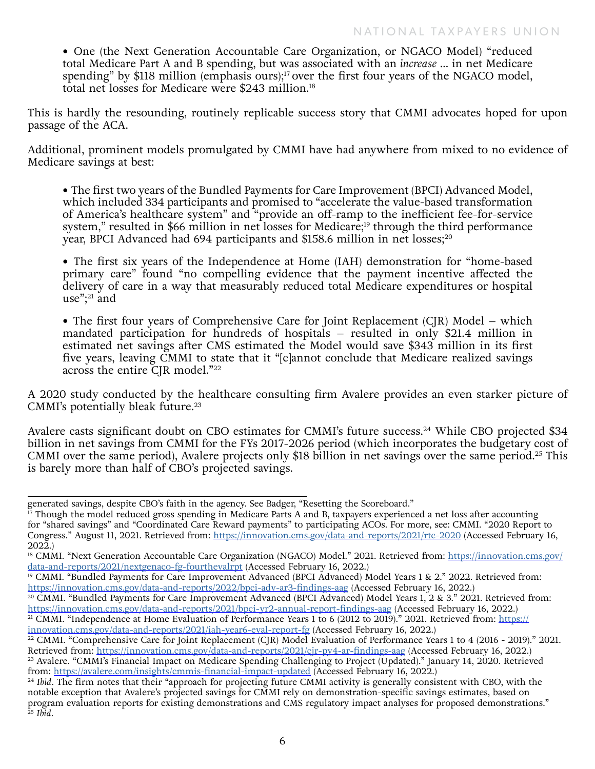- One (the Next Generation Accountable Care Organization, or NGACO Model) "reduced total Medicare Part A and B spending, but was associated with an *increase* ... in net Medicare spending" by $118 million (emphasis ours);[17] over the first four years of the NGACO model, total net losses for Medicare were $243 million.[18]

This is hardly the resounding, routinely replicable success story that CMMI advocates hoped for upon passage of the ACA.

Additional, prominent models promulgated by CMMI have had anywhere from mixed to no evidence of Medicare savings at best:

- The first two years of the Bundled Payments for Care Improvement (BPCI) Advanced Model, which included 334 participants and promised to "accelerate the value-based transformation of America's healthcare system" and "provide an off-ramp to the inefficient fee-for-service system," resulted in $66 million in net losses for Medicare;[19] through the third performance year, BPCI Advanced had 694 participants and $158.6 million in net losses;[20]

- The first six years of the Independence at Home (IAH) demonstration for "home-based primary care" found "no compelling evidence that the payment incentive affected the delivery of care in a way that measurably reduced total Medicare expenditures or hospital use";[21] and

- The first four years of Comprehensive Care for Joint Replacement (CJR) Model – which mandated participation for hundreds of hospitals – resulted in only $21.4 million in estimated net savings after CMS estimated the Model would save $343 million in its first five years, leaving CMMI to state that it "[c]annot conclude that Medicare realized savings across the entire CJR model."[22]

A 2020 study conducted by the healthcare consulting firm Avalere provides an even starker picture of CMMI's potentially bleak future.[23]

Avalere casts significant doubt on CBO estimates for CMMI's future success.[24] While CBO projected $34 billion in net savings from CMMI for the FYs 2017-2026 period (which incorporates the budgetary cost of CMMI over the same period), Avalere projects only $18 billion in net savings over the same period.[25] This is barely more than half of CBO's projected savings.

---

generated savings, despite CBO's faith in the agency. See Badger, "Resetting the Scoreboard."

[17] Though the model reduced gross spending in Medicare Parts A and B, taxpayers experienced a net loss after accounting for "shared savings" and "Coordinated Care Reward payments" to participating ACOs. For more, see: CMMI. "2020 Report to Congress." August 11, 2021. Retrieved from: https://innovation.cms.gov/data-and-reports/2021/rtc-2020 (Accessed February 16, 2022.)

[18] CMMI. "Next Generation Accountable Care Organization (NGACO) Model." 2021. Retrieved from: https://innovation.cms.gov/data-and-reports/2021/nextgenaco-fg-fourthevalrpt (Accessed February 16, 2022.)

[19] CMMI. "Bundled Payments for Care Improvement Advanced (BPCI Advanced) Model Years 1 & 2." 2022. Retrieved from: https://innovation.cms.gov/data-and-reports/2022/bpci-adv-ar3-findings-aag (Accessed February 16, 2022.)

[20] CMMI. "Bundled Payments for Care Improvement Advanced (BPCI Advanced) Model Years 1, 2 & 3." 2021. Retrieved from: https://innovation.cms.gov/data-and-reports/2021/bpci-yr2-annual-report-findings-aag (Accessed February 16, 2022.)

[21] CMMI. "Independence at Home Evaluation of Performance Years 1 to 6 (2012 to 2019)." 2021. Retrieved from: https://innovation.cms.gov/data-and-reports/2021/iah-year6-eval-report-fg (Accessed February 16, 2022.)

[22] CMMI. "Comprehensive Care for Joint Replacement (CJR) Model Evaluation of Performance Years 1 to 4 (2016 - 2019)." 2021. Retrieved from: https://innovation.cms.gov/data-and-reports/2021/cjr-py4-ar-findings-aag (Accessed February 16, 2022.)

[23] Avalere. "CMMI's Financial Impact on Medicare Spending Challenging to Project (Updated)." January 14, 2020. Retrieved from: https://avalere.com/insights/cmmis-financial-impact-updated (Accessed February 16, 2022.)

[24] *Ibid*. The firm notes that their "approach for projecting future CMMI activity is generally consistent with CBO, with the notable exception that Avalere's projected savings for CMMI rely on demonstration-specific savings estimates, based on program evaluation reports for existing demonstrations and CMS regulatory impact analyses for proposed demonstrations."

[25] *Ibid*.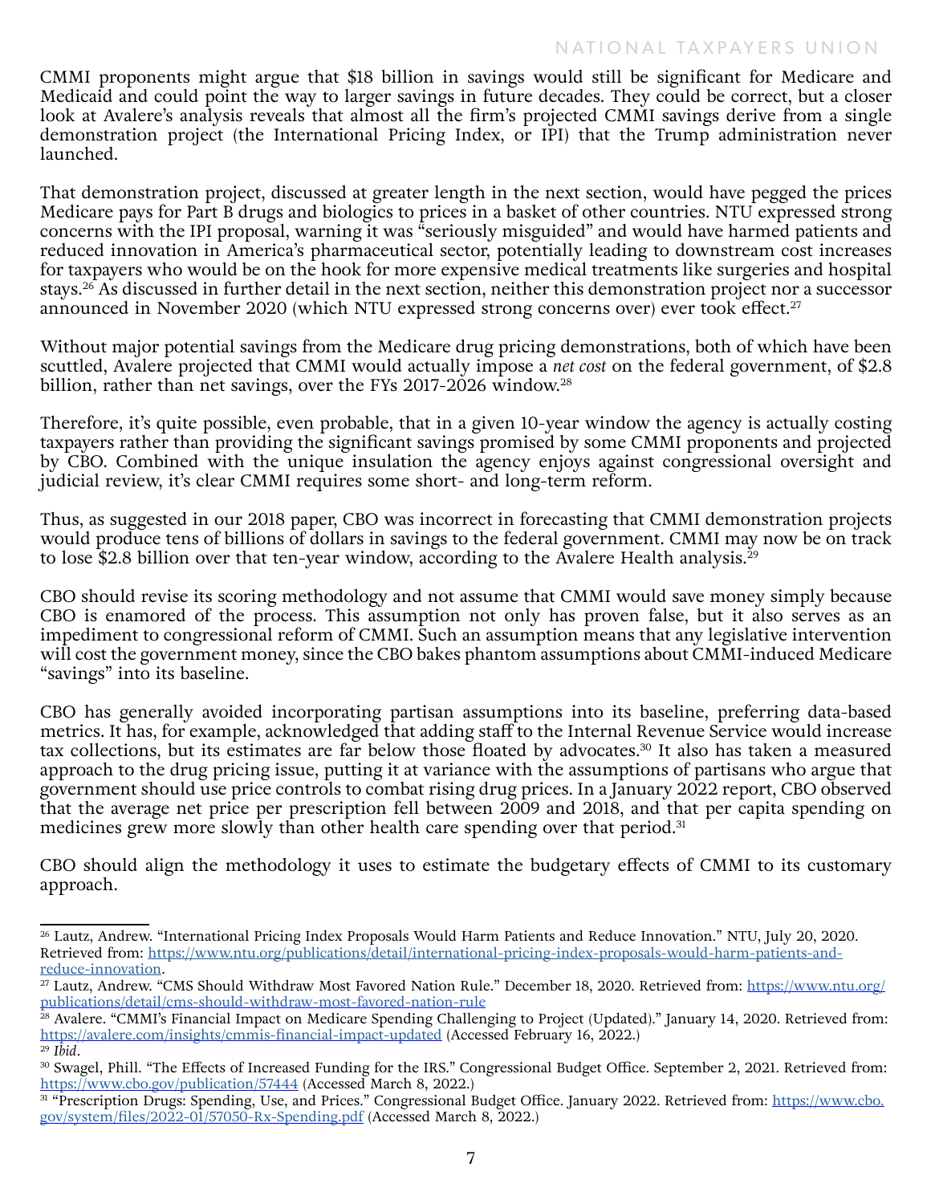CMMI proponents might argue that $18 billion in savings would still be significant for Medicare and Medicaid and could point the way to larger savings in future decades. They could be correct, but a closer look at Avalere's analysis reveals that almost all the firm's projected CMMI savings derive from a single demonstration project (the International Pricing Index, or IPI) that the Trump administration never launched.

That demonstration project, discussed at greater length in the next section, would have pegged the prices Medicare pays for Part B drugs and biologics to prices in a basket of other countries. NTU expressed strong concerns with the IPI proposal, warning it was "seriously misguided" and would have harmed patients and reduced innovation in America's pharmaceutical sector, potentially leading to downstream cost increases for taxpayers who would be on the hook for more expensive medical treatments like surgeries and hospital stays.[26] As discussed in further detail in the next section, neither this demonstration project nor a successor announced in November 2020 (which NTU expressed strong concerns over) ever took effect.[27]

Without major potential savings from the Medicare drug pricing demonstrations, both of which have been scuttled, Avalere projected that CMMI would actually impose a *net cost* on the federal government, of $2.8 billion, rather than net savings, over the FYs 2017-2026 window.[28]

Therefore, it's quite possible, even probable, that in a given 10-year window the agency is actually costing taxpayers rather than providing the significant savings promised by some CMMI proponents and projected by CBO. Combined with the unique insulation the agency enjoys against congressional oversight and judicial review, it's clear CMMI requires some short- and long-term reform.

Thus, as suggested in our 2018 paper, CBO was incorrect in forecasting that CMMI demonstration projects would produce tens of billions of dollars in savings to the federal government. CMMI may now be on track to lose $2.8 billion over that ten-year window, according to the Avalere Health analysis.[29]

CBO should revise its scoring methodology and not assume that CMMI would save money simply because CBO is enamored of the process. This assumption not only has proven false, but it also serves as an impediment to congressional reform of CMMI. Such an assumption means that any legislative intervention will cost the government money, since the CBO bakes phantom assumptions about CMMI-induced Medicare "savings" into its baseline.

CBO has generally avoided incorporating partisan assumptions into its baseline, preferring data-based metrics. It has, for example, acknowledged that adding staff to the Internal Revenue Service would increase tax collections, but its estimates are far below those floated by advocates.[30] It also has taken a measured approach to the drug pricing issue, putting it at variance with the assumptions of partisans who argue that government should use price controls to combat rising drug prices. In a January 2022 report, CBO observed that the average net price per prescription fell between 2009 and 2018, and that per capita spending on medicines grew more slowly than other health care spending over that period.[31]

CBO should align the methodology it uses to estimate the budgetary effects of CMMI to its customary approach.

---

[26] Lautz, Andrew. "International Pricing Index Proposals Would Harm Patients and Reduce Innovation." NTU, July 20, 2020. Retrieved from: https://www.ntu.org/publications/detail/international-pricing-index-proposals-would-harm-patients-and-reduce-innovation.

[27] Lautz, Andrew. "CMS Should Withdraw Most Favored Nation Rule." December 18, 2020. Retrieved from: https://www.ntu.org/publications/detail/cms-should-withdraw-most-favored-nation-rule

[28] Avalere. "CMMI's Financial Impact on Medicare Spending Challenging to Project (Updated)." January 14, 2020. Retrieved from: https://avalere.com/insights/cmmis-financial-impact-updated (Accessed February 16, 2022.)

[29] *Ibid*.

[30] Swagel, Phill. "The Effects of Increased Funding for the IRS." Congressional Budget Office. September 2, 2021. Retrieved from: https://www.cbo.gov/publication/57444 (Accessed March 8, 2022.)

[31] "Prescription Drugs: Spending, Use, and Prices." Congressional Budget Office. January 2022. Retrieved from: https://www.cbo.gov/system/files/2022-01/57050-Rx-Spending.pdf (Accessed March 8, 2022.)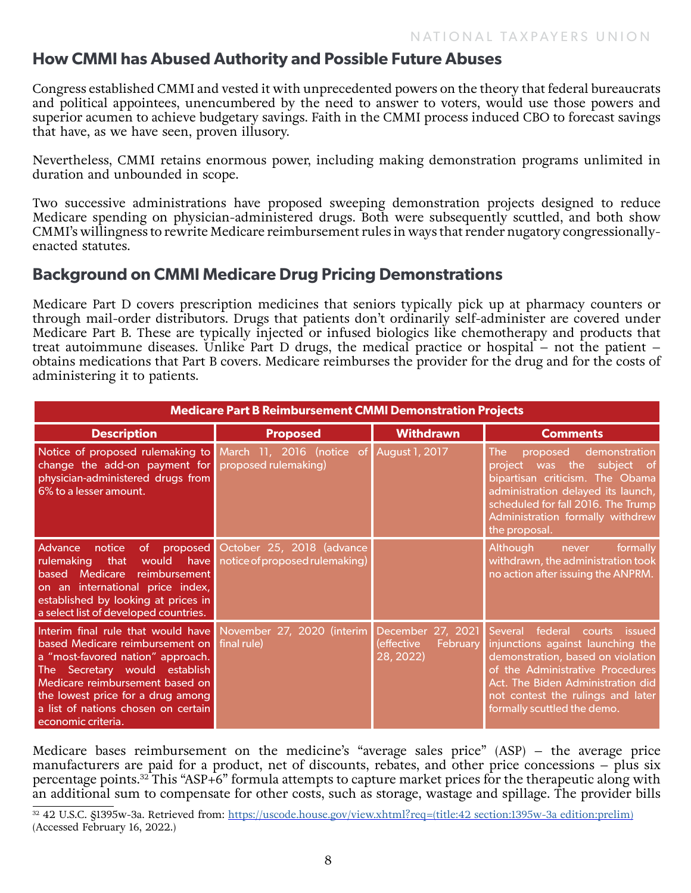## How CMMI has Abused Authority and Possible Future Abuses

Congress established CMMI and vested it with unprecedented powers on the theory that federal bureaucrats and political appointees, unencumbered by the need to answer to voters, would use those powers and superior acumen to achieve budgetary savings. Faith in the CMMI process induced CBO to forecast savings that have, as we have seen, proven illusory.

Nevertheless, CMMI retains enormous power, including making demonstration programs unlimited in duration and unbounded in scope.

Two successive administrations have proposed sweeping demonstration projects designed to reduce Medicare spending on physician-administered drugs. Both were subsequently scuttled, and both show CMMI's willingness to rewrite Medicare reimbursement rules in ways that render nugatory congressionally-enacted statutes.

## Background on CMMI Medicare Drug Pricing Demonstrations

Medicare Part D covers prescription medicines that seniors typically pick up at pharmacy counters or through mail-order distributors. Drugs that patients don't ordinarily self-administer are covered under Medicare Part B. These are typically injected or infused biologics like chemotherapy and products that treat autoimmune diseases. Unlike Part D drugs, the medical practice or hospital – not the patient – obtains medications that Part B covers. Medicare reimburses the provider for the drug and for the costs of administering it to patients.

| Medicare Part B Reimbursement CMMI Demonstration Projects | | | |
|---|---|---|---|
| **Description** | **Proposed** | **Withdrawn** | **Comments** |
| Notice of proposed rulemaking to change the add-on payment for physician-administered drugs from 6% to a lesser amount. | March 11, 2016 (notice of proposed rulemaking) | August 1, 2017 | The proposed demonstration project was the subject of bipartisan criticism. The Obama administration delayed its launch, scheduled for fall 2016. The Trump Administration formally withdrew the proposal. |
| Advance notice of proposed rulemaking that would have based Medicare reimbursement on an international price index, established by looking at prices in a select list of developed countries. | October 25, 2018 (advance notice of proposed rulemaking) | | Although never formally withdrawn, the administration took no action after issuing the ANPRM. |
| Interim final rule that would have based Medicare reimbursement on a "most-favored nation" approach. The Secretary would establish Medicare reimbursement based on the lowest price for a drug among a list of nations chosen on certain economic criteria. | November 27, 2020 (interim final rule) | December 27, 2021 (effective February 28, 2022) | Several federal courts issued injunctions against launching the demonstration, based on violation of the Administrative Procedures Act. The Biden Administration did not contest the rulings and later formally scuttled the demo. |

Medicare bases reimbursement on the medicine's "average sales price" (ASP) – the average price manufacturers are paid for a product, net of discounts, rebates, and other price concessions – plus six percentage points.[32] This "ASP+6" formula attempts to capture market prices for the therapeutic along with an additional sum to compensate for other costs, such as storage, wastage and spillage. The provider bills

[32] 42 U.S.C. §1395w-3a. Retrieved from: https://uscode.house.gov/view.xhtml?req=(title:42 section:1395w-3a edition:prelim) (Accessed February 16, 2022.)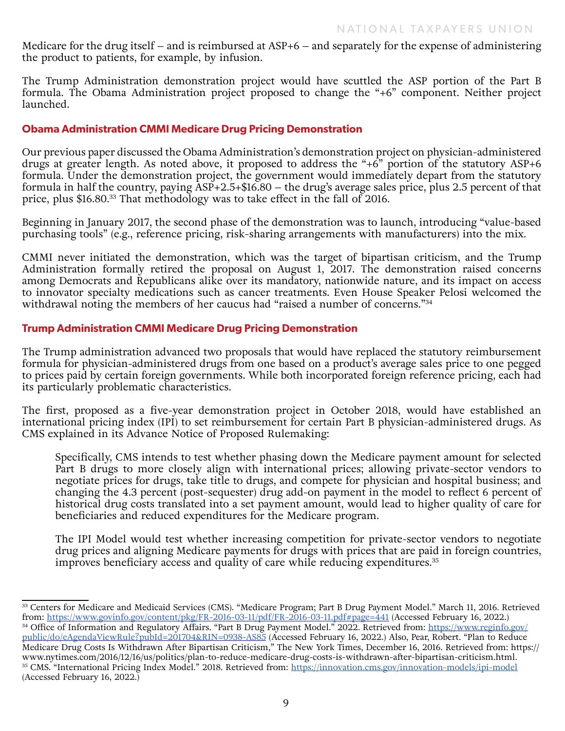Medicare for the drug itself – and is reimbursed at ASP+6 – and separately for the expense of administering the product to patients, for example, by infusion.

The Trump Administration demonstration project would have scuttled the ASP portion of the Part B formula. The Obama Administration project proposed to change the "+6" component. Neither project launched.

### Obama Administration CMMI Medicare Drug Pricing Demonstration

Our previous paper discussed the Obama Administration's demonstration project on physician-administered drugs at greater length. As noted above, it proposed to address the "+6" portion of the statutory ASP+6 formula. Under the demonstration project, the government would immediately depart from the statutory formula in half the country, paying ASP+2.5+$16.80 – the drug's average sales price, plus 2.5 percent of that price, plus $16.80.[33] That methodology was to take effect in the fall of 2016.

Beginning in January 2017, the second phase of the demonstration was to launch, introducing "value-based purchasing tools" (e.g., reference pricing, risk-sharing arrangements with manufacturers) into the mix.

CMMI never initiated the demonstration, which was the target of bipartisan criticism, and the Trump Administration formally retired the proposal on August 1, 2017. The demonstration raised concerns among Democrats and Republicans alike over its mandatory, nationwide nature, and its impact on access to innovator specialty medications such as cancer treatments. Even House Speaker Pelosi welcomed the withdrawal noting the members of her caucus had "raised a number of concerns."[34]

### Trump Administration CMMI Medicare Drug Pricing Demonstration

The Trump administration advanced two proposals that would have replaced the statutory reimbursement formula for physician-administered drugs from one based on a product's average sales price to one pegged to prices paid by certain foreign governments. While both incorporated foreign reference pricing, each had its particularly problematic characteristics.

The first, proposed as a five-year demonstration project in October 2018, would have established an international pricing index (IPI) to set reimbursement for certain Part B physician-administered drugs. As CMS explained in its Advance Notice of Proposed Rulemaking:

> Specifically, CMS intends to test whether phasing down the Medicare payment amount for selected Part B drugs to more closely align with international prices; allowing private-sector vendors to negotiate prices for drugs, take title to drugs, and compete for physician and hospital business; and changing the 4.3 percent (post-sequester) drug add-on payment in the model to reflect 6 percent of historical drug costs translated into a set payment amount, would lead to higher quality of care for beneficiaries and reduced expenditures for the Medicare program.
>
> The IPI Model would test whether increasing competition for private-sector vendors to negotiate drug prices and aligning Medicare payments for drugs with prices that are paid in foreign countries, improves beneficiary access and quality of care while reducing expenditures.[35]

---

[33] Centers for Medicare and Medicaid Services (CMS). "Medicare Program; Part B Drug Payment Model." March 11, 2016. Retrieved from: https://www.govinfo.gov/content/pkg/FR-2016-03-11/pdf/FR-2016-03-11.pdf#page=441 (Accessed February 16, 2022.)

[34] Office of Information and Regulatory Affairs. "Part B Drug Payment Model." 2022. Retrieved from: https://www.reginfo.gov/public/do/eAgendaViewRule?pubId=201704&RIN=0938-AS85 (Accessed February 16, 2022.) Also, Pear, Robert. "Plan to Reduce Medicare Drug Costs Is Withdrawn After Bipartisan Criticism," The New York Times, December 16, 2016. Retrieved from: https://www.nytimes.com/2016/12/16/us/politics/plan-to-reduce-medicare-drug-costs-is-withdrawn-after-bipartisan-criticism.html.

[35] CMS. "International Pricing Index Model." 2018. Retrieved from: https://innovation.cms.gov/innovation-models/ipi-model (Accessed February 16, 2022.)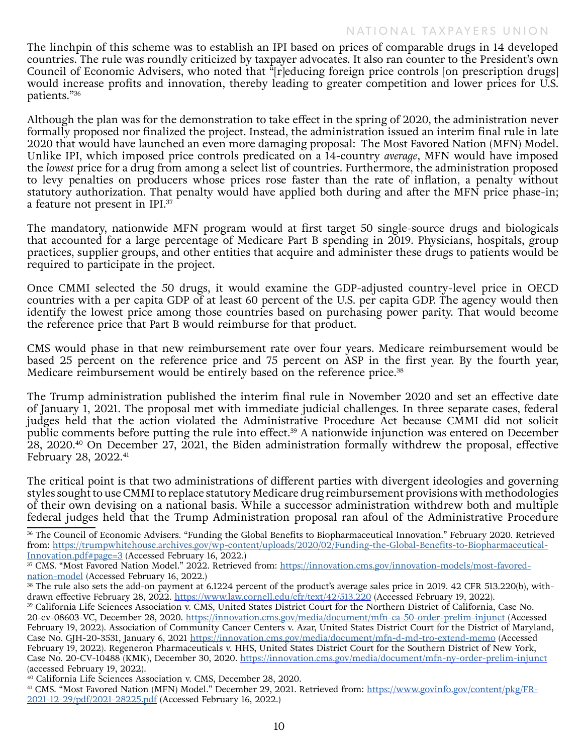The linchpin of this scheme was to establish an IPI based on prices of comparable drugs in 14 developed countries. The rule was roundly criticized by taxpayer advocates. It also ran counter to the President's own Council of Economic Advisers, who noted that "[r]educing foreign price controls [on prescription drugs] would increase profits and innovation, thereby leading to greater competition and lower prices for U.S. patients."[36]

Although the plan was for the demonstration to take effect in the spring of 2020, the administration never formally proposed nor finalized the project. Instead, the administration issued an interim final rule in late 2020 that would have launched an even more damaging proposal: The Most Favored Nation (MFN) Model. Unlike IPI, which imposed price controls predicated on a 14-country *average*, MFN would have imposed the *lowest* price for a drug from among a select list of countries. Furthermore, the administration proposed to levy penalties on producers whose prices rose faster than the rate of inflation, a penalty without statutory authorization. That penalty would have applied both during and after the MFN price phase-in; a feature not present in IPI.[37]

The mandatory, nationwide MFN program would at first target 50 single-source drugs and biologicals that accounted for a large percentage of Medicare Part B spending in 2019. Physicians, hospitals, group practices, supplier groups, and other entities that acquire and administer these drugs to patients would be required to participate in the project.

Once CMMI selected the 50 drugs, it would examine the GDP-adjusted country-level price in OECD countries with a per capita GDP of at least 60 percent of the U.S. per capita GDP. The agency would then identify the lowest price among those countries based on purchasing power parity. That would become the reference price that Part B would reimburse for that product.

CMS would phase in that new reimbursement rate over four years. Medicare reimbursement would be based 25 percent on the reference price and 75 percent on ASP in the first year. By the fourth year, Medicare reimbursement would be entirely based on the reference price.[38]

The Trump administration published the interim final rule in November 2020 and set an effective date of January 1, 2021. The proposal met with immediate judicial challenges. In three separate cases, federal judges held that the action violated the Administrative Procedure Act because CMMI did not solicit public comments before putting the rule into effect.[39] A nationwide injunction was entered on December 28, 2020.[40] On December 27, 2021, the Biden administration formally withdrew the proposal, effective February 28, 2022.[41]

The critical point is that two administrations of different parties with divergent ideologies and governing styles sought to use CMMI to replace statutory Medicare drug reimbursement provisions with methodologies of their own devising on a national basis. While a successor administration withdrew both and multiple federal judges held that the Trump Administration proposal ran afoul of the Administrative Procedure

---

[36] The Council of Economic Advisers. "Funding the Global Benefits to Biopharmaceutical Innovation." February 2020. Retrieved from: https://trumpwhitehouse.archives.gov/wp-content/uploads/2020/02/Funding-the-Global-Benefits-to-Biopharmaceutical-Innovation.pdf#page=3 (Accessed February 16, 2022.)

[37] CMS. "Most Favored Nation Model." 2022. Retrieved from: https://innovation.cms.gov/innovation-models/most-favored-nation-model (Accessed February 16, 2022.)

[38] The rule also sets the add-on payment at 6.1224 percent of the product's average sales price in 2019. 42 CFR 513.220(b), withdrawn effective February 28, 2022. https://www.law.cornell.edu/cfr/text/42/513.220 (Accessed February 19, 2022).

[39] California Life Sciences Association v. CMS, United States District Court for the Northern District of California, Case No. 20-cv-08603-VC, December 28, 2020. https://innovation.cms.gov/media/document/mfn-ca-50-order-prelim-injunct (Accessed February 19, 2022). Association of Community Cancer Centers v. Azar, United States District Court for the District of Maryland, Case No. GJH-20-3531, January 6, 2021 https://innovation.cms.gov/media/document/mfn-d-md-tro-extend-memo (Accessed February 19, 2022). Regeneron Pharmaceuticals v. HHS, United States District Court for the Southern District of New York, Case No. 20-CV-10488 (KMK), December 30, 2020. https://innovation.cms.gov/media/document/mfn-ny-order-prelim-injunct (accessed February 19, 2022).

[40] California Life Sciences Association v. CMS, December 28, 2020.

[41] CMS. "Most Favored Nation (MFN) Model." December 29, 2021. Retrieved from: https://www.govinfo.gov/content/pkg/FR-2021-12-29/pdf/2021-28225.pdf (Accessed February 16, 2022.)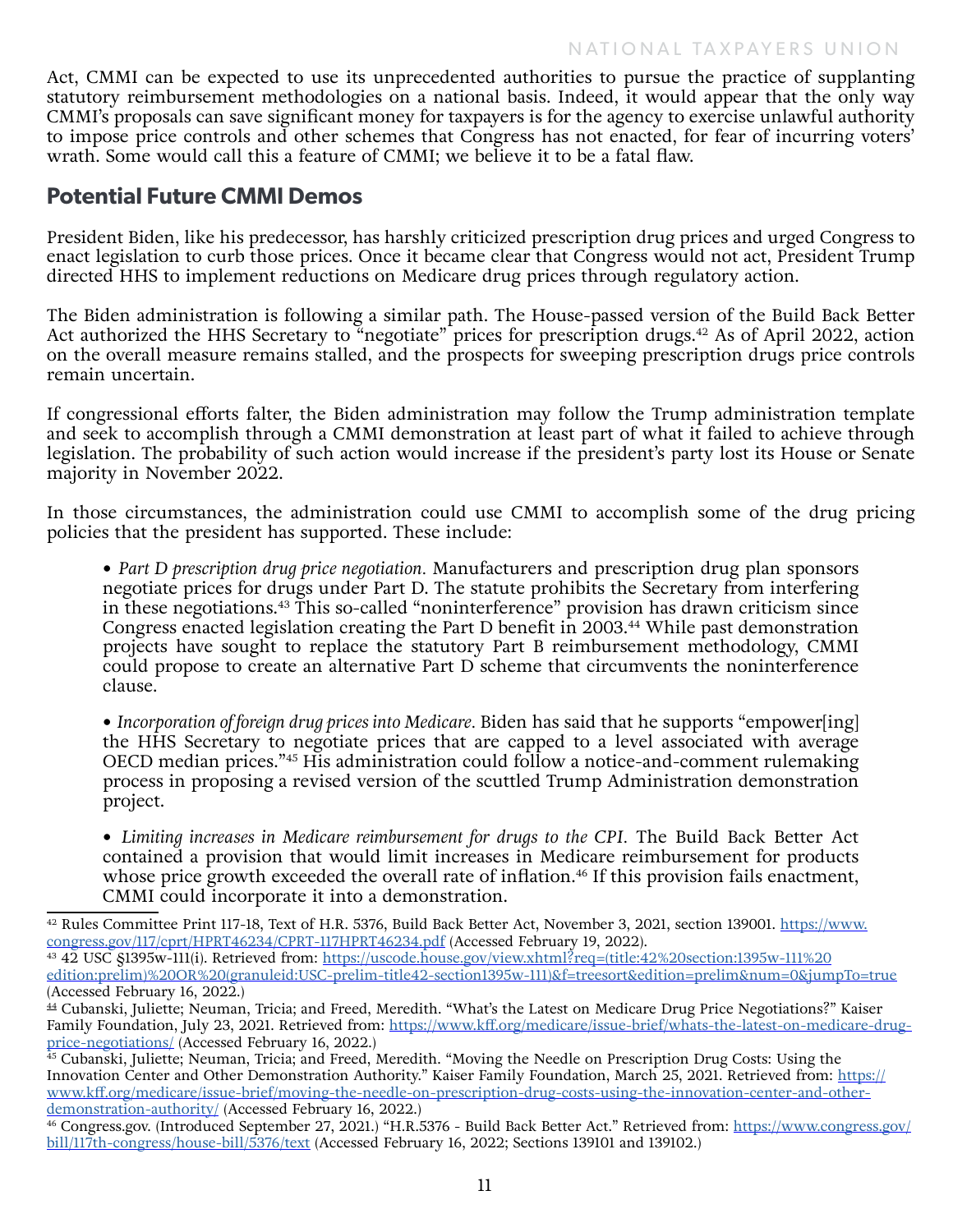Act, CMMI can be expected to use its unprecedented authorities to pursue the practice of supplanting statutory reimbursement methodologies on a national basis. Indeed, it would appear that the only way CMMI's proposals can save significant money for taxpayers is for the agency to exercise unlawful authority to impose price controls and other schemes that Congress has not enacted, for fear of incurring voters' wrath. Some would call this a feature of CMMI; we believe it to be a fatal flaw.

## Potential Future CMMI Demos

President Biden, like his predecessor, has harshly criticized prescription drug prices and urged Congress to enact legislation to curb those prices. Once it became clear that Congress would not act, President Trump directed HHS to implement reductions on Medicare drug prices through regulatory action.

The Biden administration is following a similar path. The House-passed version of the Build Back Better Act authorized the HHS Secretary to "negotiate" prices for prescription drugs.[42] As of April 2022, action on the overall measure remains stalled, and the prospects for sweeping prescription drugs price controls remain uncertain.

If congressional efforts falter, the Biden administration may follow the Trump administration template and seek to accomplish through a CMMI demonstration at least part of what it failed to achieve through legislation. The probability of such action would increase if the president's party lost its House or Senate majority in November 2022.

In those circumstances, the administration could use CMMI to accomplish some of the drug pricing policies that the president has supported. These include:

- *Part D prescription drug price negotiation.* Manufacturers and prescription drug plan sponsors negotiate prices for drugs under Part D. The statute prohibits the Secretary from interfering in these negotiations.[43] This so-called "noninterference" provision has drawn criticism since Congress enacted legislation creating the Part D benefit in 2003.[44] While past demonstration projects have sought to replace the statutory Part B reimbursement methodology, CMMI could propose to create an alternative Part D scheme that circumvents the noninterference clause.

- *Incorporation of foreign drug prices into Medicare.* Biden has said that he supports "empower[ing] the HHS Secretary to negotiate prices that are capped to a level associated with average OECD median prices."[45] His administration could follow a notice-and-comment rulemaking process in proposing a revised version of the scuttled Trump Administration demonstration project.

- *Limiting increases in Medicare reimbursement for drugs to the CPI.* The Build Back Better Act contained a provision that would limit increases in Medicare reimbursement for products whose price growth exceeded the overall rate of inflation.[46] If this provision fails enactment, CMMI could incorporate it into a demonstration.

---

[42] Rules Committee Print 117-18, Text of H.R. 5376, Build Back Better Act, November 3, 2021, section 139001. https://www.congress.gov/117/cprt/HPRT46234/CPRT-117HPRT46234.pdf (Accessed February 19, 2022).

[43] 42 USC §1395w-111(i). Retrieved from: https://uscode.house.gov/view.xhtml?req=(title:42%20section:1395w-111%20edition:prelim)%20OR%20(granuleid:USC-prelim-title42-section1395w-111)&f=treesort&edition=prelim&num=0&jumpTo=true (Accessed February 16, 2022.)

[44] Cubanski, Juliette; Neuman, Tricia; and Freed, Meredith. "What's the Latest on Medicare Drug Price Negotiations?" Kaiser Family Foundation, July 23, 2021. Retrieved from: https://www.kff.org/medicare/issue-brief/whats-the-latest-on-medicare-drug-price-negotiations/ (Accessed February 16, 2022.)

[45] Cubanski, Juliette; Neuman, Tricia; and Freed, Meredith. "Moving the Needle on Prescription Drug Costs: Using the Innovation Center and Other Demonstration Authority." Kaiser Family Foundation, March 25, 2021. Retrieved from: https://www.kff.org/medicare/issue-brief/moving-the-needle-on-prescription-drug-costs-using-the-innovation-center-and-other-demonstration-authority/ (Accessed February 16, 2022.)

[46] Congress.gov. (Introduced September 27, 2021.) "H.R.5376 - Build Back Better Act." Retrieved from: https://www.congress.gov/bill/117th-congress/house-bill/5376/text (Accessed February 16, 2022; Sections 139101 and 139102.)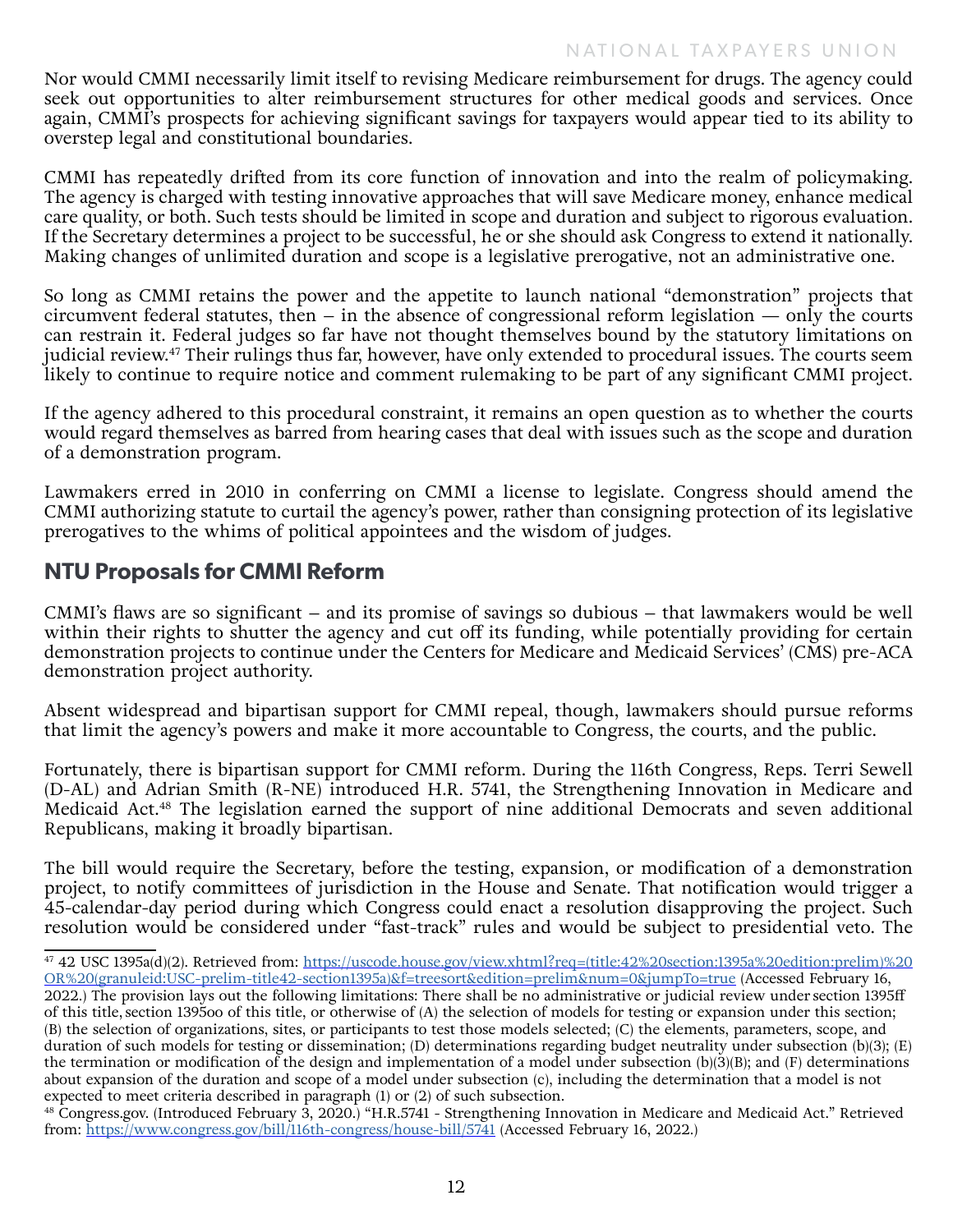Nor would CMMI necessarily limit itself to revising Medicare reimbursement for drugs. The agency could seek out opportunities to alter reimbursement structures for other medical goods and services. Once again, CMMI's prospects for achieving significant savings for taxpayers would appear tied to its ability to overstep legal and constitutional boundaries.

CMMI has repeatedly drifted from its core function of innovation and into the realm of policymaking. The agency is charged with testing innovative approaches that will save Medicare money, enhance medical care quality, or both. Such tests should be limited in scope and duration and subject to rigorous evaluation. If the Secretary determines a project to be successful, he or she should ask Congress to extend it nationally. Making changes of unlimited duration and scope is a legislative prerogative, not an administrative one.

So long as CMMI retains the power and the appetite to launch national "demonstration" projects that circumvent federal statutes, then – in the absence of congressional reform legislation — only the courts can restrain it. Federal judges so far have not thought themselves bound by the statutory limitations on judicial review.[47] Their rulings thus far, however, have only extended to procedural issues. The courts seem likely to continue to require notice and comment rulemaking to be part of any significant CMMI project.

If the agency adhered to this procedural constraint, it remains an open question as to whether the courts would regard themselves as barred from hearing cases that deal with issues such as the scope and duration of a demonstration program.

Lawmakers erred in 2010 in conferring on CMMI a license to legislate. Congress should amend the CMMI authorizing statute to curtail the agency's power, rather than consigning protection of its legislative prerogatives to the whims of political appointees and the wisdom of judges.

## NTU Proposals for CMMI Reform

CMMI's flaws are so significant – and its promise of savings so dubious – that lawmakers would be well within their rights to shutter the agency and cut off its funding, while potentially providing for certain demonstration projects to continue under the Centers for Medicare and Medicaid Services' (CMS) pre-ACA demonstration project authority.

Absent widespread and bipartisan support for CMMI repeal, though, lawmakers should pursue reforms that limit the agency's powers and make it more accountable to Congress, the courts, and the public.

Fortunately, there is bipartisan support for CMMI reform. During the 116th Congress, Reps. Terri Sewell (D-AL) and Adrian Smith (R-NE) introduced H.R. 5741, the Strengthening Innovation in Medicare and Medicaid Act.[48] The legislation earned the support of nine additional Democrats and seven additional Republicans, making it broadly bipartisan.

The bill would require the Secretary, before the testing, expansion, or modification of a demonstration project, to notify committees of jurisdiction in the House and Senate. That notification would trigger a 45-calendar-day period during which Congress could enact a resolution disapproving the project. Such resolution would be considered under "fast-track" rules and would be subject to presidential veto. The

---

[47] 42 USC 1395a(d)(2). Retrieved from: https://uscode.house.gov/view.xhtml?req=(title:42%20section:1395a%20edition:prelim)%20OR%20(granuleid:USC-prelim-title42-section1395a)&f=treesort&edition=prelim&num=0&jumpTo=true (Accessed February 16, 2022.) The provision lays out the following limitations: There shall be no administrative or judicial review under section 1395ff of this title, section 1395oo of this title, or otherwise of (A) the selection of models for testing or expansion under this section; (B) the selection of organizations, sites, or participants to test those models selected; (C) the elements, parameters, scope, and duration of such models for testing or dissemination; (D) determinations regarding budget neutrality under subsection (b)(3); (E) the termination or modification of the design and implementation of a model under subsection (b)(3)(B); and (F) determinations about expansion of the duration and scope of a model under subsection (c), including the determination that a model is not expected to meet criteria described in paragraph (1) or (2) of such subsection.

[48] Congress.gov. (Introduced February 3, 2020.) "H.R.5741 - Strengthening Innovation in Medicare and Medicaid Act." Retrieved from: https://www.congress.gov/bill/116th-congress/house-bill/5741 (Accessed February 16, 2022.)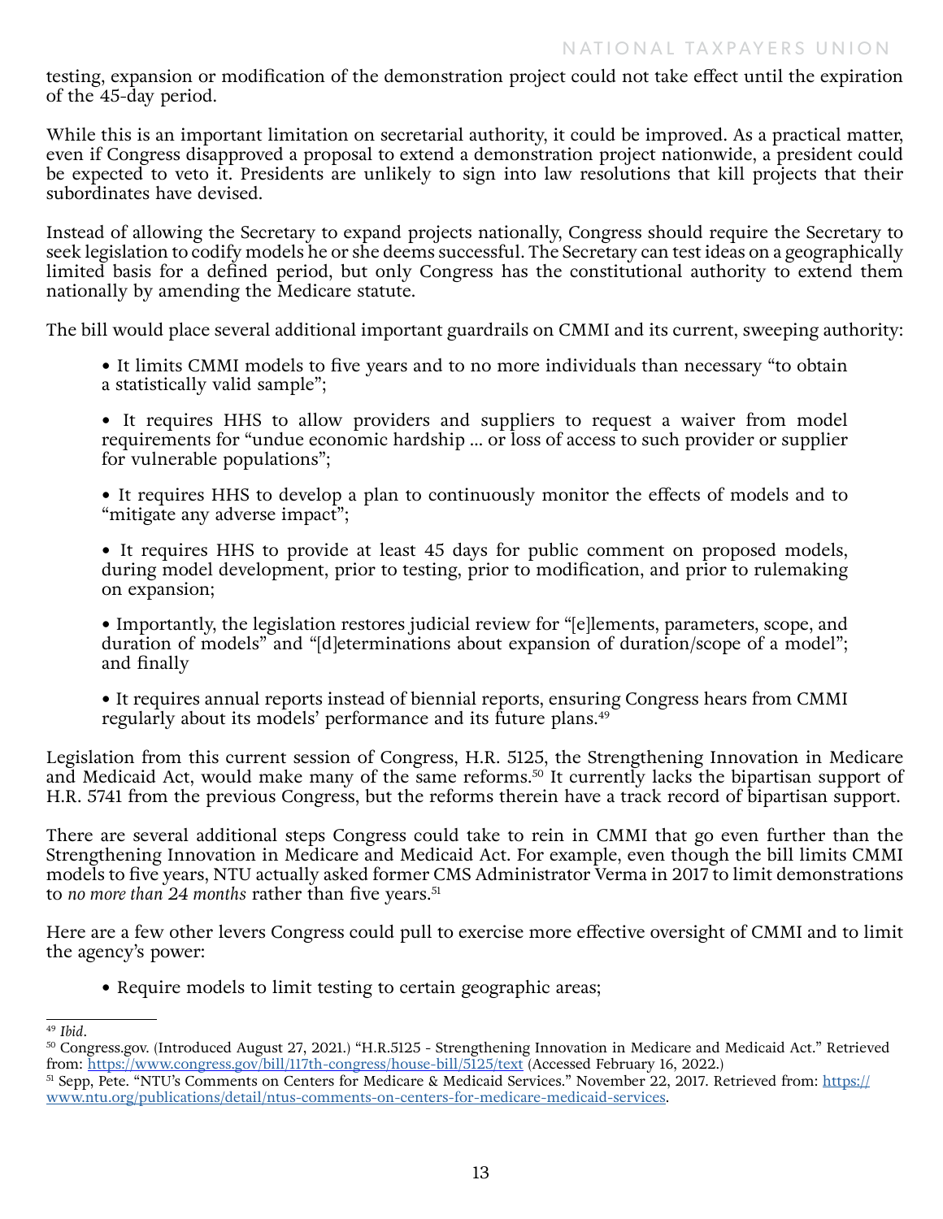testing, expansion or modification of the demonstration project could not take effect until the expiration of the 45-day period.

While this is an important limitation on secretarial authority, it could be improved. As a practical matter, even if Congress disapproved a proposal to extend a demonstration project nationwide, a president could be expected to veto it. Presidents are unlikely to sign into law resolutions that kill projects that their subordinates have devised.

Instead of allowing the Secretary to expand projects nationally, Congress should require the Secretary to seek legislation to codify models he or she deems successful. The Secretary can test ideas on a geographically limited basis for a defined period, but only Congress has the constitutional authority to extend them nationally by amending the Medicare statute.

The bill would place several additional important guardrails on CMMI and its current, sweeping authority:

- It limits CMMI models to five years and to no more individuals than necessary "to obtain a statistically valid sample";
- It requires HHS to allow providers and suppliers to request a waiver from model requirements for "undue economic hardship ... or loss of access to such provider or supplier for vulnerable populations";
- It requires HHS to develop a plan to continuously monitor the effects of models and to "mitigate any adverse impact";
- It requires HHS to provide at least 45 days for public comment on proposed models, during model development, prior to testing, prior to modification, and prior to rulemaking on expansion;
- Importantly, the legislation restores judicial review for "[e]lements, parameters, scope, and duration of models" and "[d]eterminations about expansion of duration/scope of a model"; and finally
- It requires annual reports instead of biennial reports, ensuring Congress hears from CMMI regularly about its models' performance and its future plans.[49]

Legislation from this current session of Congress, H.R. 5125, the Strengthening Innovation in Medicare and Medicaid Act, would make many of the same reforms.[50] It currently lacks the bipartisan support of H.R. 5741 from the previous Congress, but the reforms therein have a track record of bipartisan support.

There are several additional steps Congress could take to rein in CMMI that go even further than the Strengthening Innovation in Medicare and Medicaid Act. For example, even though the bill limits CMMI models to five years, NTU actually asked former CMS Administrator Verma in 2017 to limit demonstrations to *no more than 24 months* rather than five years.[51]

Here are a few other levers Congress could pull to exercise more effective oversight of CMMI and to limit the agency's power:

- Require models to limit testing to certain geographic areas;

---

[49] *Ibid*.

[50] Congress.gov. (Introduced August 27, 2021.) "H.R.5125 - Strengthening Innovation in Medicare and Medicaid Act." Retrieved from: https://www.congress.gov/bill/117th-congress/house-bill/5125/text (Accessed February 16, 2022.)

[51] Sepp, Pete. "NTU's Comments on Centers for Medicare & Medicaid Services." November 22, 2017. Retrieved from: https://www.ntu.org/publications/detail/ntus-comments-on-centers-for-medicare-medicaid-services.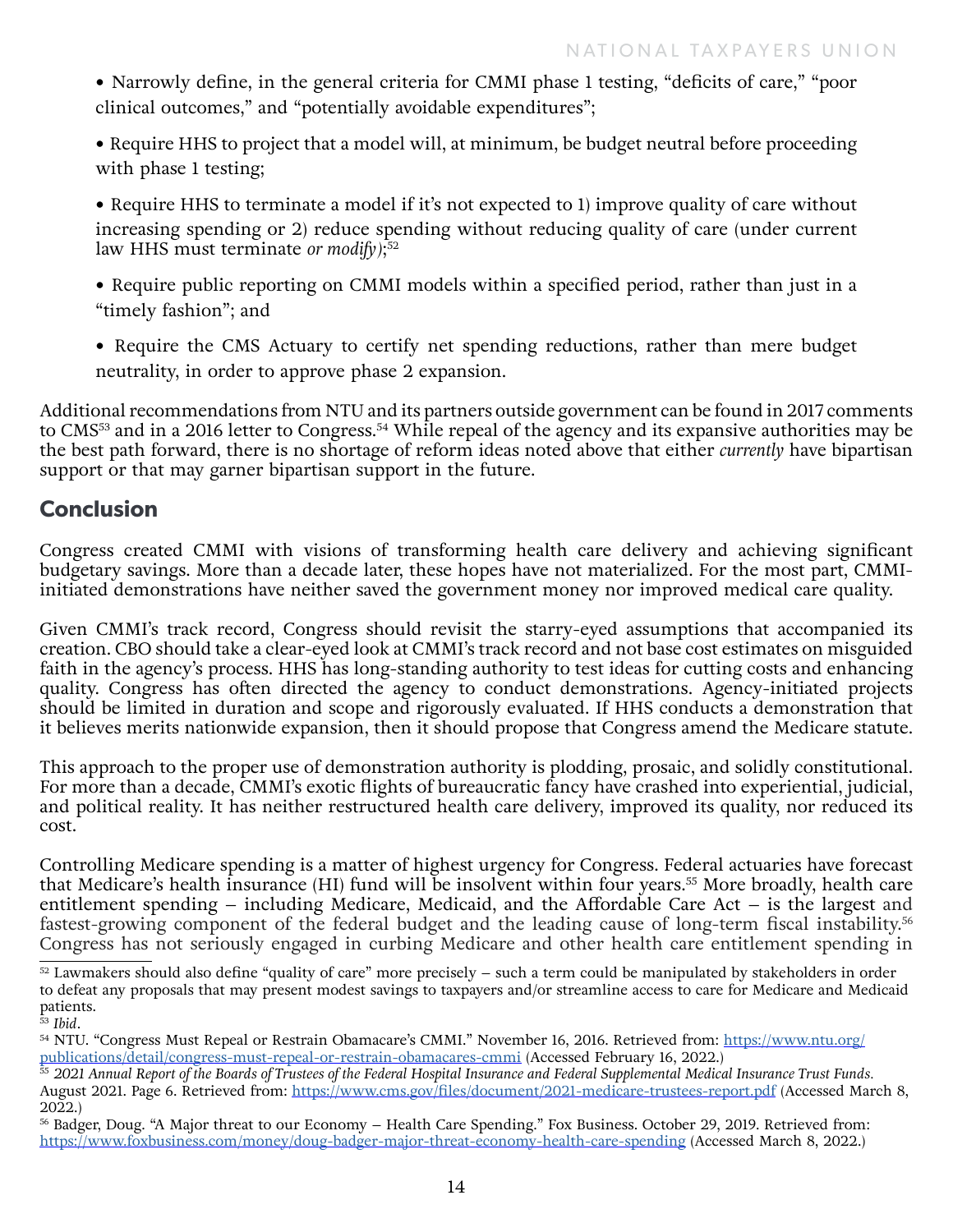- Narrowly define, in the general criteria for CMMI phase 1 testing, "deficits of care," "poor clinical outcomes," and "potentially avoidable expenditures";

- Require HHS to project that a model will, at minimum, be budget neutral before proceeding with phase 1 testing;

- Require HHS to terminate a model if it's not expected to 1) improve quality of care without increasing spending or 2) reduce spending without reducing quality of care (under current law HHS must terminate *or modify)*;[52]

- Require public reporting on CMMI models within a specified period, rather than just in a "timely fashion"; and

- Require the CMS Actuary to certify net spending reductions, rather than mere budget neutrality, in order to approve phase 2 expansion.

Additional recommendations from NTU and its partners outside government can be found in 2017 comments to CMS[53] and in a 2016 letter to Congress.[54] While repeal of the agency and its expansive authorities may be the best path forward, there is no shortage of reform ideas noted above that either *currently* have bipartisan support or that may garner bipartisan support in the future.

## Conclusion

Congress created CMMI with visions of transforming health care delivery and achieving significant budgetary savings. More than a decade later, these hopes have not materialized. For the most part, CMMI-initiated demonstrations have neither saved the government money nor improved medical care quality.

Given CMMI's track record, Congress should revisit the starry-eyed assumptions that accompanied its creation. CBO should take a clear-eyed look at CMMI's track record and not base cost estimates on misguided faith in the agency's process. HHS has long-standing authority to test ideas for cutting costs and enhancing quality. Congress has often directed the agency to conduct demonstrations. Agency-initiated projects should be limited in duration and scope and rigorously evaluated. If HHS conducts a demonstration that it believes merits nationwide expansion, then it should propose that Congress amend the Medicare statute.

This approach to the proper use of demonstration authority is plodding, prosaic, and solidly constitutional. For more than a decade, CMMI's exotic flights of bureaucratic fancy have crashed into experiential, judicial, and political reality. It has neither restructured health care delivery, improved its quality, nor reduced its cost.

Controlling Medicare spending is a matter of highest urgency for Congress. Federal actuaries have forecast that Medicare's health insurance (HI) fund will be insolvent within four years.[55] More broadly, health care entitlement spending – including Medicare, Medicaid, and the Affordable Care Act – is the largest and fastest-growing component of the federal budget and the leading cause of long-term fiscal instability.[56] Congress has not seriously engaged in curbing Medicare and other health care entitlement spending in

---

[52] Lawmakers should also define "quality of care" more precisely – such a term could be manipulated by stakeholders in order to defeat any proposals that may present modest savings to taxpayers and/or streamline access to care for Medicare and Medicaid patients.

[53] *Ibid*.

[54] NTU. "Congress Must Repeal or Restrain Obamacare's CMMI." November 16, 2016. Retrieved from: https://www.ntu.org/publications/detail/congress-must-repeal-or-restrain-obamacares-cmmi (Accessed February 16, 2022.)

[55] *2021 Annual Report of the Boards of Trustees of the Federal Hospital Insurance and Federal Supplemental Medical Insurance Trust Funds*. August 2021. Page 6. Retrieved from: https://www.cms.gov/files/document/2021-medicare-trustees-report.pdf (Accessed March 8, 2022.)

[56] Badger, Doug. "A Major threat to our Economy – Health Care Spending." Fox Business. October 29, 2019. Retrieved from: https://www.foxbusiness.com/money/doug-badger-major-threat-economy-health-care-spending (Accessed March 8, 2022.)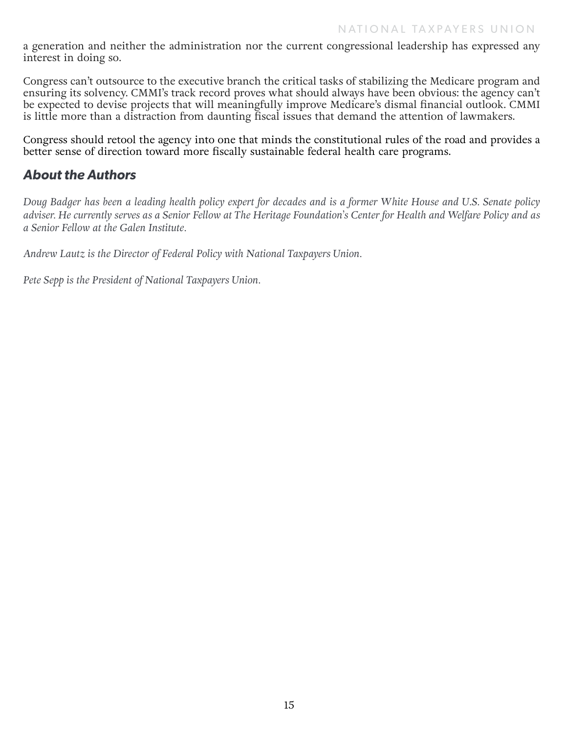a generation and neither the administration nor the current congressional leadership has expressed any interest in doing so.

Congress can't outsource to the executive branch the critical tasks of stabilizing the Medicare program and ensuring its solvency. CMMI's track record proves what should always have been obvious: the agency can't be expected to devise projects that will meaningfully improve Medicare's dismal financial outlook. CMMI is little more than a distraction from daunting fiscal issues that demand the attention of lawmakers.

Congress should retool the agency into one that minds the constitutional rules of the road and provides a better sense of direction toward more fiscally sustainable federal health care programs.

## *About the Authors*

*Doug Badger has been a leading health policy expert for decades and is a former White House and U.S. Senate policy adviser. He currently serves as a Senior Fellow at The Heritage Foundation's Center for Health and Welfare Policy and as a Senior Fellow at the Galen Institute.*

*Andrew Lautz is the Director of Federal Policy with National Taxpayers Union.*

*Pete Sepp is the President of National Taxpayers Union.*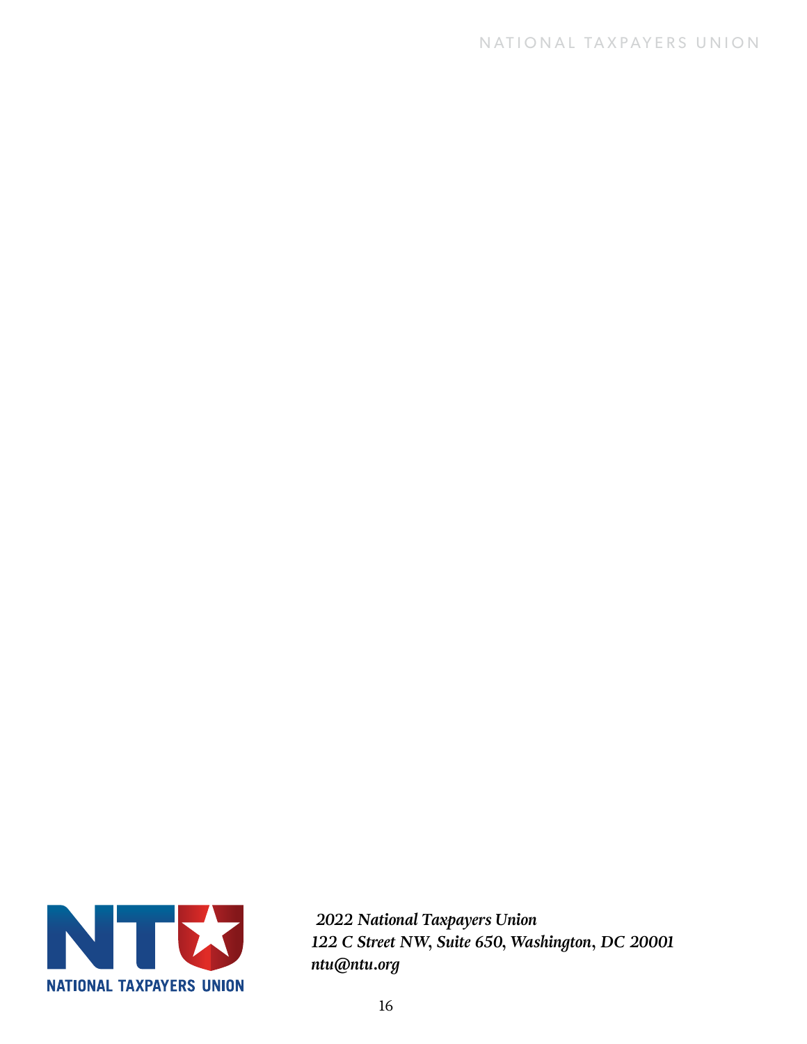NATIONAL TAXPAYERS UNION

*2022 National Taxpayers Union*
*122 C Street NW, Suite 650, Washington, DC 20001*
*ntu@ntu.org*